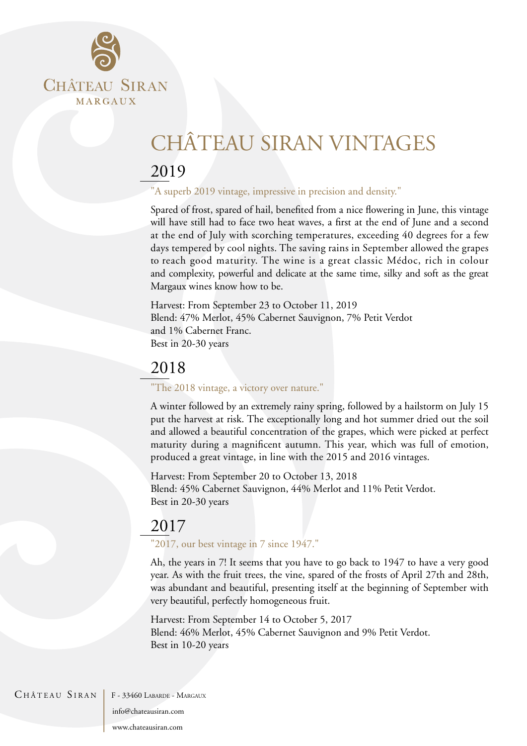# CHÂTEAU SIRAN VINTAGES

## 2019

"A superb 2019 vintage, impressive in precision and density."

Spared of frost, spared of hail, benefited from a nice flowering in June, this vintage will have still had to face two heat waves, a first at the end of June and a second at the end of July with scorching temperatures, exceeding 40 degrees for a few days tempered by cool nights. The saving rains in September allowed the grapes to reach good maturity. The wine is a great classic Médoc, rich in colour and complexity, powerful and delicate at the same time, silky and soft as the great Margaux wines know how to be.

Harvest: From September 23 to October 11, 2019
Blend: 47% Merlot, 45% Cabernet Sauvignon, 7% Petit Verdot and 1% Cabernet Franc.
Best in 20-30 years

## 2018

"The 2018 vintage, a victory over nature."

A winter followed by an extremely rainy spring, followed by a hailstorm on July 15 put the harvest at risk. The exceptionally long and hot summer dried out the soil and allowed a beautiful concentration of the grapes, which were picked at perfect maturity during a magnificent autumn. This year, which was full of emotion, produced a great vintage, in line with the 2015 and 2016 vintages.

Harvest: From September 20 to October 13, 2018
Blend: 45% Cabernet Sauvignon, 44% Merlot and 11% Petit Verdot.
Best in 20-30 years

## 2017

"2017, our best vintage in 7 since 1947."

Ah, the years in 7! It seems that you have to go back to 1947 to have a very good year. As with the fruit trees, the vine, spared of the frosts of April 27th and 28th, was abundant and beautiful, presenting itself at the beginning of September with very beautiful, perfectly homogeneous fruit.

Harvest: From September 14 to October 5, 2017
Blend: 46% Merlot, 45% Cabernet Sauvignon and 9% Petit Verdot.
Best in 10-20 years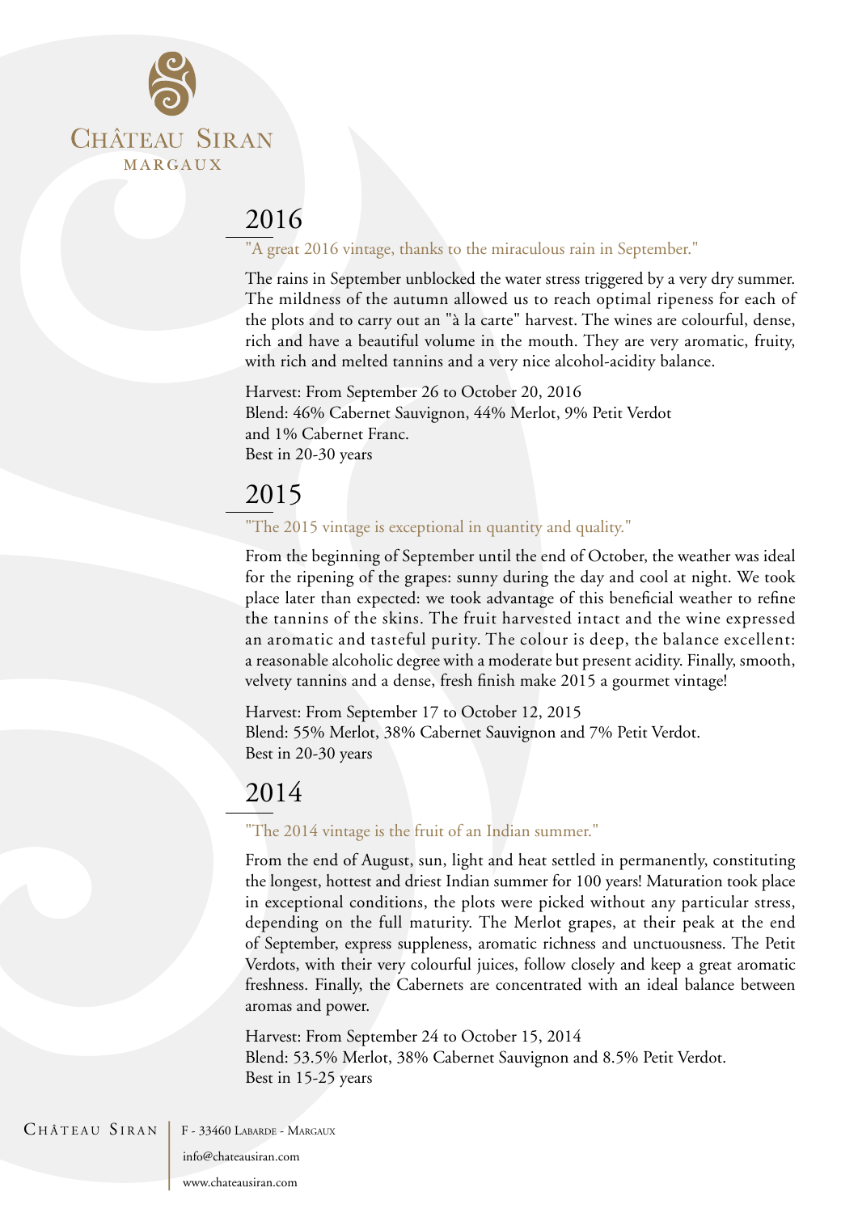# 2016

"A great 2016 vintage, thanks to the miraculous rain in September."

The rains in September unblocked the water stress triggered by a very dry summer. The mildness of the autumn allowed us to reach optimal ripeness for each of the plots and to carry out an "à la carte" harvest. The wines are colourful, dense, rich and have a beautiful volume in the mouth. They are very aromatic, fruity, with rich and melted tannins and a very nice alcohol-acidity balance.

Harvest: From September 26 to October 20, 2016
Blend: 46% Cabernet Sauvignon, 44% Merlot, 9% Petit Verdot and 1% Cabernet Franc.
Best in 20-30 years

# 2015

"The 2015 vintage is exceptional in quantity and quality."

From the beginning of September until the end of October, the weather was ideal for the ripening of the grapes: sunny during the day and cool at night. We took place later than expected: we took advantage of this beneficial weather to refine the tannins of the skins. The fruit harvested intact and the wine expressed an aromatic and tasteful purity. The colour is deep, the balance excellent: a reasonable alcoholic degree with a moderate but present acidity. Finally, smooth, velvety tannins and a dense, fresh finish make 2015 a gourmet vintage!

Harvest: From September 17 to October 12, 2015
Blend: 55% Merlot, 38% Cabernet Sauvignon and 7% Petit Verdot.
Best in 20-30 years

# 2014

"The 2014 vintage is the fruit of an Indian summer."

From the end of August, sun, light and heat settled in permanently, constituting the longest, hottest and driest Indian summer for 100 years! Maturation took place in exceptional conditions, the plots were picked without any particular stress, depending on the full maturity. The Merlot grapes, at their peak at the end of September, express suppleness, aromatic richness and unctuousness. The Petit Verdots, with their very colourful juices, follow closely and keep a great aromatic freshness. Finally, the Cabernets are concentrated with an ideal balance between aromas and power.

Harvest: From September 24 to October 15, 2014
Blend: 53.5% Merlot, 38% Cabernet Sauvignon and 8.5% Petit Verdot.
Best in 15-25 years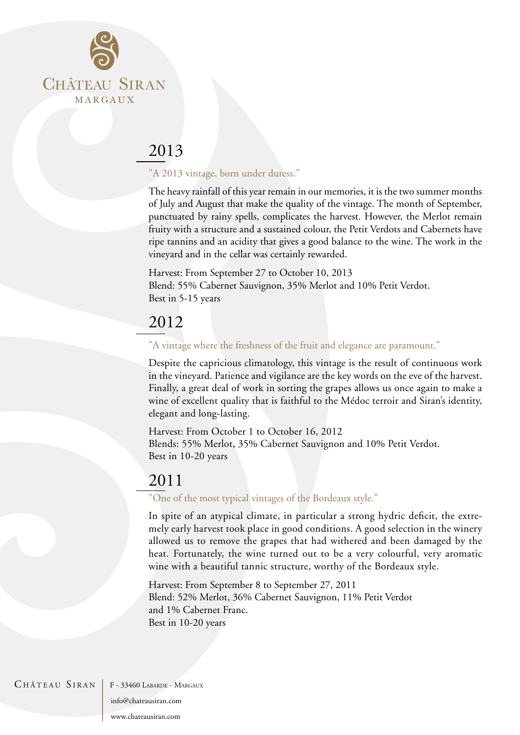# Château Siran

MARGAUX

## 2013

"A 2013 vintage, born under duress."

The heavy rainfall of this year remain in our memories, it is the two summer months of July and August that make the quality of the vintage. The month of September, punctuated by rainy spells, complicates the harvest. However, the Merlot remain fruity with a structure and a sustained colour, the Petit Verdots and Cabernets have ripe tannins and an acidity that gives a good balance to the wine. The work in the vineyard and in the cellar was certainly rewarded.

Harvest: From September 27 to October 10, 2013
Blend: 55% Cabernet Sauvignon, 35% Merlot and 10% Petit Verdot.
Best in 5-15 years

## 2012

"A vintage where the freshness of the fruit and elegance are paramount."

Despite the capricious climatology, this vintage is the result of continuous work in the vineyard. Patience and vigilance are the key words on the eve of the harvest. Finally, a great deal of work in sorting the grapes allows us once again to make a wine of excellent quality that is faithful to the Médoc terroir and Siran's identity, elegant and long-lasting.

Harvest: From October 1 to October 16, 2012
Blends: 55% Merlot, 35% Cabernet Sauvignon and 10% Petit Verdot.
Best in 10-20 years

## 2011

"One of the most typical vintages of the Bordeaux style."

In spite of an atypical climate, in particular a strong hydric deficit, the extremely early harvest took place in good conditions. A good selection in the winery allowed us to remove the grapes that had withered and been damaged by the heat. Fortunately, the wine turned out to be a very colourful, very aromatic wine with a beautiful tannic structure, worthy of the Bordeaux style.

Harvest: From September 8 to September 27, 2011
Blend: 52% Merlot, 36% Cabernet Sauvignon, 11% Petit Verdot and 1% Cabernet Franc.
Best in 10-20 years

Château Siran | F - 33460 Labarde - Margaux
info@chateausiran.com
www.chateausiran.com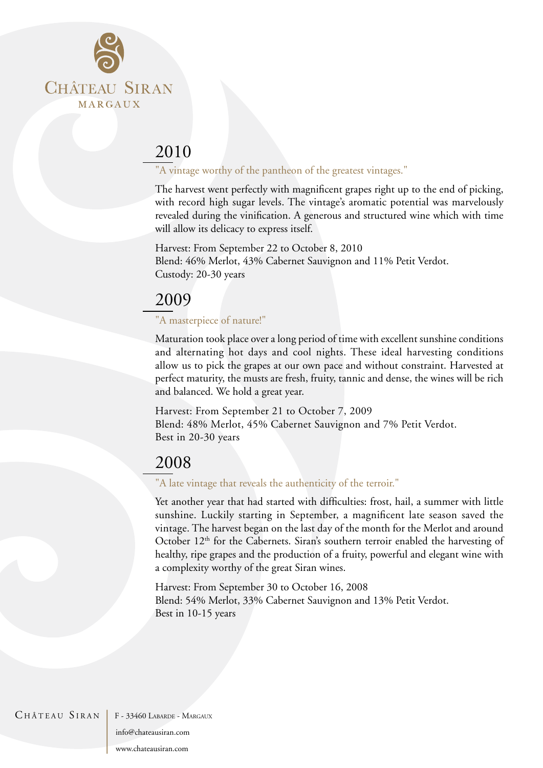# Château Siran

MARGAUX

## 2010

"A vintage worthy of the pantheon of the greatest vintages."

The harvest went perfectly with magnificent grapes right up to the end of picking, with record high sugar levels. The vintage's aromatic potential was marvelously revealed during the vinification. A generous and structured wine which with time will allow its delicacy to express itself.

Harvest: From September 22 to October 8, 2010
Blend: 46% Merlot, 43% Cabernet Sauvignon and 11% Petit Verdot.
Custody: 20-30 years

## 2009

"A masterpiece of nature!"

Maturation took place over a long period of time with excellent sunshine conditions and alternating hot days and cool nights. These ideal harvesting conditions allow us to pick the grapes at our own pace and without constraint. Harvested at perfect maturity, the musts are fresh, fruity, tannic and dense, the wines will be rich and balanced. We hold a great year.

Harvest: From September 21 to October 7, 2009
Blend: 48% Merlot, 45% Cabernet Sauvignon and 7% Petit Verdot.
Best in 20-30 years

## 2008

"A late vintage that reveals the authenticity of the terroir."

Yet another year that had started with difficulties: frost, hail, a summer with little sunshine. Luckily starting in September, a magnificent late season saved the vintage. The harvest began on the last day of the month for the Merlot and around October 12th for the Cabernets. Siran's southern terroir enabled the harvesting of healthy, ripe grapes and the production of a fruity, powerful and elegant wine with a complexity worthy of the great Siran wines.

Harvest: From September 30 to October 16, 2008
Blend: 54% Merlot, 33% Cabernet Sauvignon and 13% Petit Verdot.
Best in 10-15 years

Château Siran | F - 33460 Labarde - Margaux
info@chateausiran.com
www.chateausiran.com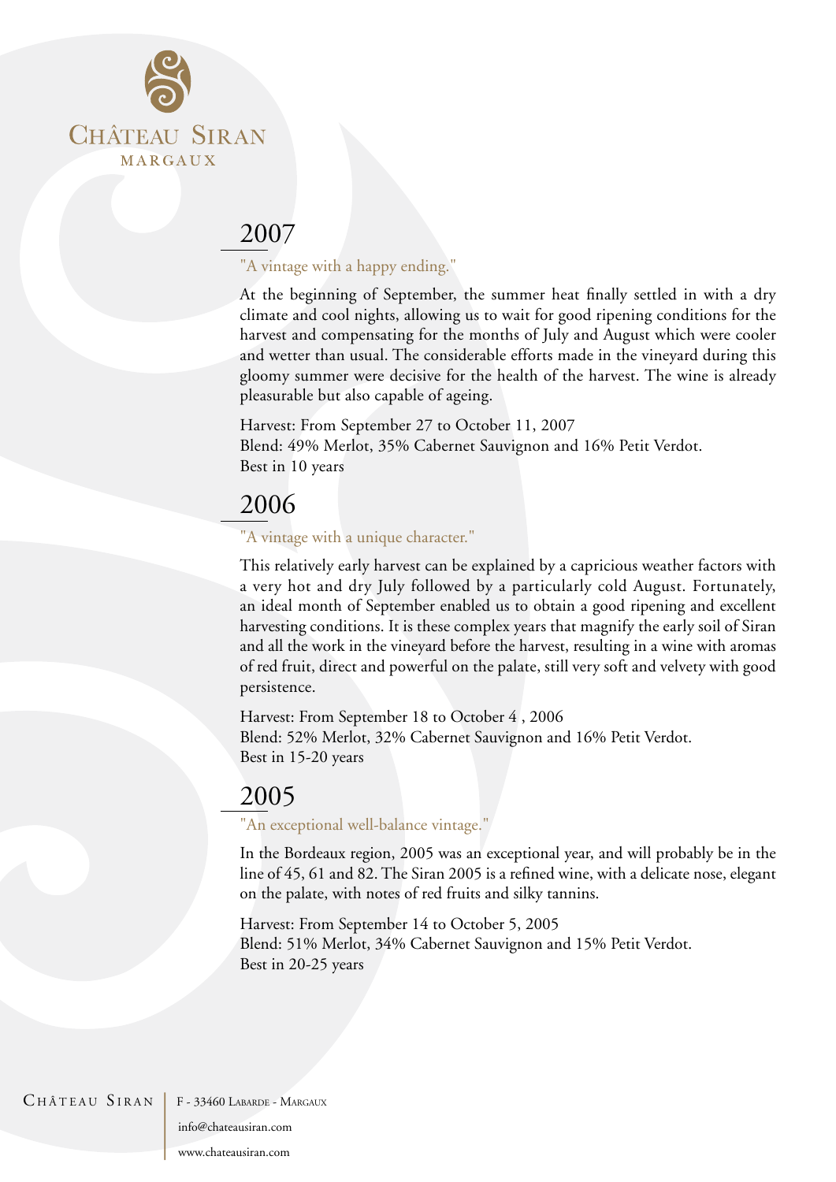CHÂTEAU SIRAN
MARGAUX

## 2007

"A vintage with a happy ending."

At the beginning of September, the summer heat finally settled in with a dry climate and cool nights, allowing us to wait for good ripening conditions for the harvest and compensating for the months of July and August which were cooler and wetter than usual. The considerable efforts made in the vineyard during this gloomy summer were decisive for the health of the harvest. The wine is already pleasurable but also capable of ageing.

Harvest: From September 27 to October 11, 2007
Blend: 49% Merlot, 35% Cabernet Sauvignon and 16% Petit Verdot.
Best in 10 years

## 2006

"A vintage with a unique character."

This relatively early harvest can be explained by a capricious weather factors with a very hot and dry July followed by a particularly cold August. Fortunately, an ideal month of September enabled us to obtain a good ripening and excellent harvesting conditions. It is these complex years that magnify the early soil of Siran and all the work in the vineyard before the harvest, resulting in a wine with aromas of red fruit, direct and powerful on the palate, still very soft and velvety with good persistence.

Harvest: From September 18 to October 4 , 2006
Blend: 52% Merlot, 32% Cabernet Sauvignon and 16% Petit Verdot.
Best in 15-20 years

## 2005

"An exceptional well-balance vintage."

In the Bordeaux region, 2005 was an exceptional year, and will probably be in the line of 45, 61 and 82. The Siran 2005 is a refined wine, with a delicate nose, elegant on the palate, with notes of red fruits and silky tannins.

Harvest: From September 14 to October 5, 2005
Blend: 51% Merlot, 34% Cabernet Sauvignon and 15% Petit Verdot.
Best in 20-25 years

CHÂTEAU SIRAN | F - 33460 LABARDE - MARGAUX
info@chateausiran.com
www.chateausiran.com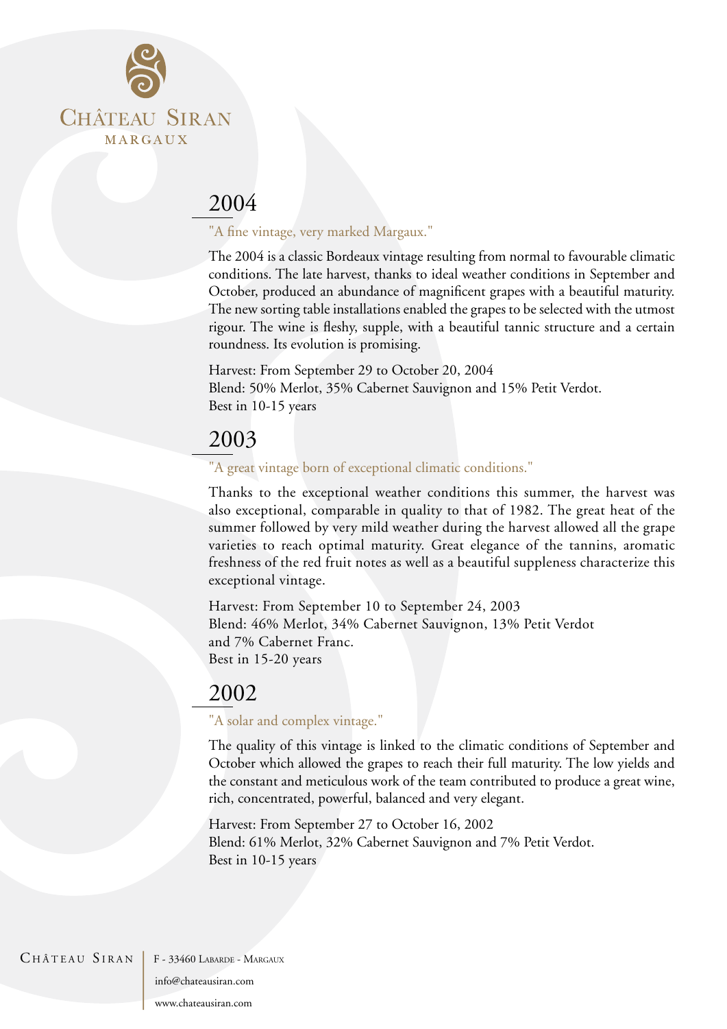Château Siran
MARGAUX

## 2004

"A fine vintage, very marked Margaux."

The 2004 is a classic Bordeaux vintage resulting from normal to favourable climatic conditions. The late harvest, thanks to ideal weather conditions in September and October, produced an abundance of magnificent grapes with a beautiful maturity. The new sorting table installations enabled the grapes to be selected with the utmost rigour. The wine is fleshy, supple, with a beautiful tannic structure and a certain roundness. Its evolution is promising.

Harvest: From September 29 to October 20, 2004
Blend: 50% Merlot, 35% Cabernet Sauvignon and 15% Petit Verdot.
Best in 10-15 years

## 2003

"A great vintage born of exceptional climatic conditions."

Thanks to the exceptional weather conditions this summer, the harvest was also exceptional, comparable in quality to that of 1982. The great heat of the summer followed by very mild weather during the harvest allowed all the grape varieties to reach optimal maturity. Great elegance of the tannins, aromatic freshness of the red fruit notes as well as a beautiful suppleness characterize this exceptional vintage.

Harvest: From September 10 to September 24, 2003
Blend: 46% Merlot, 34% Cabernet Sauvignon, 13% Petit Verdot and 7% Cabernet Franc.
Best in 15-20 years

## 2002

"A solar and complex vintage."

The quality of this vintage is linked to the climatic conditions of September and October which allowed the grapes to reach their full maturity. The low yields and the constant and meticulous work of the team contributed to produce a great wine, rich, concentrated, powerful, balanced and very elegant.

Harvest: From September 27 to October 16, 2002
Blend: 61% Merlot, 32% Cabernet Sauvignon and 7% Petit Verdot.
Best in 10-15 years

Château Siran | F - 33460 Labarde - Margaux
info@chateausiran.com
www.chateausiran.com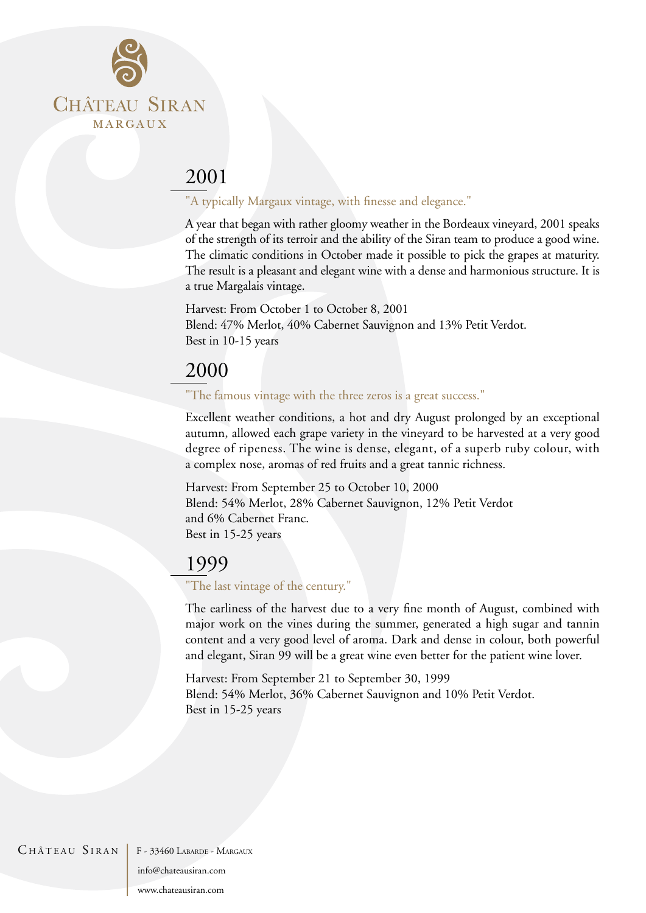Château Siran

Margaux

## 2001

"A typically Margaux vintage, with finesse and elegance."

A year that began with rather gloomy weather in the Bordeaux vineyard, 2001 speaks of the strength of its terroir and the ability of the Siran team to produce a good wine. The climatic conditions in October made it possible to pick the grapes at maturity. The result is a pleasant and elegant wine with a dense and harmonious structure. It is a true Margalais vintage.

Harvest: From October 1 to October 8, 2001
Blend: 47% Merlot, 40% Cabernet Sauvignon and 13% Petit Verdot.
Best in 10-15 years

## 2000

"The famous vintage with the three zeros is a great success."

Excellent weather conditions, a hot and dry August prolonged by an exceptional autumn, allowed each grape variety in the vineyard to be harvested at a very good degree of ripeness. The wine is dense, elegant, of a superb ruby colour, with a complex nose, aromas of red fruits and a great tannic richness.

Harvest: From September 25 to October 10, 2000
Blend: 54% Merlot, 28% Cabernet Sauvignon, 12% Petit Verdot and 6% Cabernet Franc.
Best in 15-25 years

## 1999

"The last vintage of the century."

The earliness of the harvest due to a very fine month of August, combined with major work on the vines during the summer, generated a high sugar and tannin content and a very good level of aroma. Dark and dense in colour, both powerful and elegant, Siran 99 will be a great wine even better for the patient wine lover.

Harvest: From September 21 to September 30, 1999
Blend: 54% Merlot, 36% Cabernet Sauvignon and 10% Petit Verdot.
Best in 15-25 years

Château Siran | F - 33460 Labarde - Margaux
info@chateausiran.com
www.chateausiran.com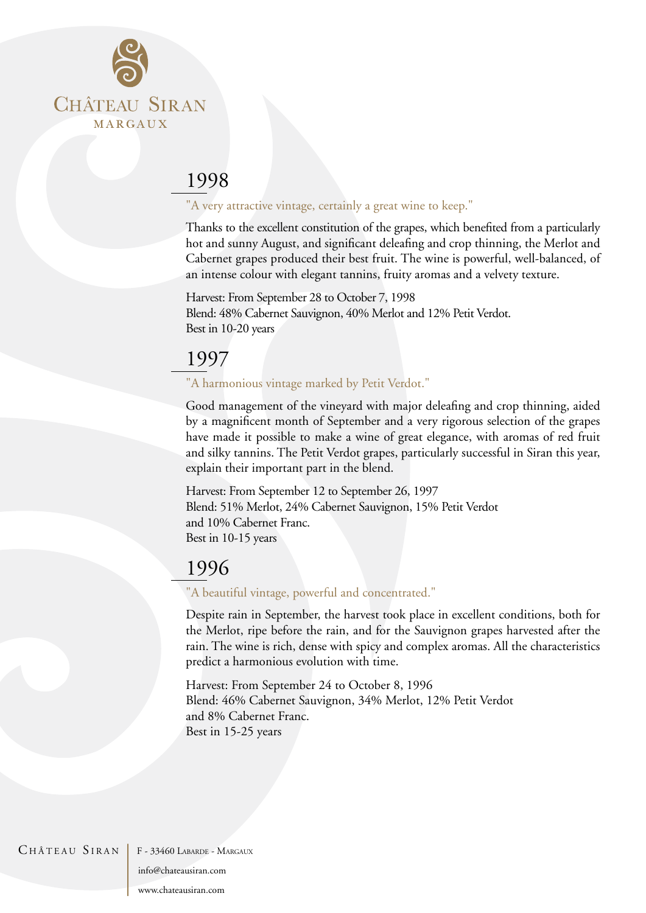Château Siran

Margaux

## 1998

"A very attractive vintage, certainly a great wine to keep."

Thanks to the excellent constitution of the grapes, which benefited from a particularly hot and sunny August, and significant deleafing and crop thinning, the Merlot and Cabernet grapes produced their best fruit. The wine is powerful, well-balanced, of an intense colour with elegant tannins, fruity aromas and a velvety texture.

Harvest: From September 28 to October 7, 1998
Blend: 48% Cabernet Sauvignon, 40% Merlot and 12% Petit Verdot.
Best in 10-20 years

## 1997

"A harmonious vintage marked by Petit Verdot."

Good management of the vineyard with major deleafing and crop thinning, aided by a magnificent month of September and a very rigorous selection of the grapes have made it possible to make a wine of great elegance, with aromas of red fruit and silky tannins. The Petit Verdot grapes, particularly successful in Siran this year, explain their important part in the blend.

Harvest: From September 12 to September 26, 1997
Blend: 51% Merlot, 24% Cabernet Sauvignon, 15% Petit Verdot and 10% Cabernet Franc.
Best in 10-15 years

## 1996

"A beautiful vintage, powerful and concentrated."

Despite rain in September, the harvest took place in excellent conditions, both for the Merlot, ripe before the rain, and for the Sauvignon grapes harvested after the rain. The wine is rich, dense with spicy and complex aromas. All the characteristics predict a harmonious evolution with time.

Harvest: From September 24 to October 8, 1996
Blend: 46% Cabernet Sauvignon, 34% Merlot, 12% Petit Verdot and 8% Cabernet Franc.
Best in 15-25 years

Château Siran | F - 33460 Labarde - Margaux
info@chateausiran.com
www.chateausiran.com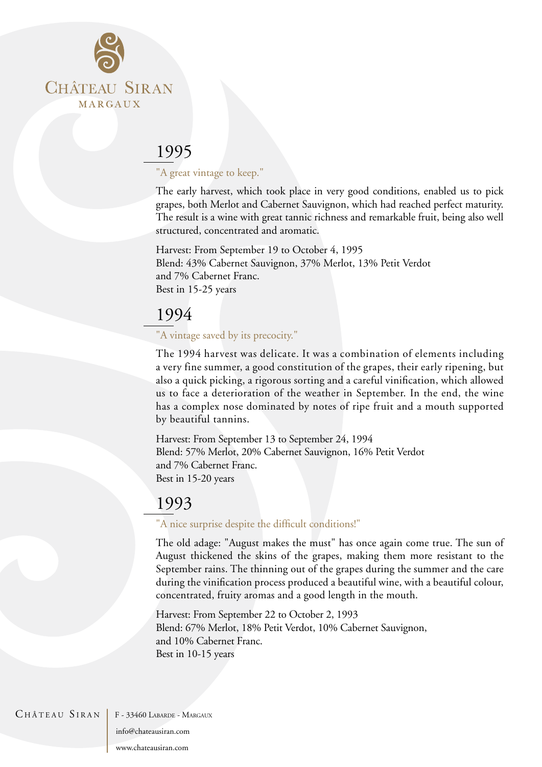CHÂTEAU SIRAN

MARGAUX

## 1995

"A great vintage to keep."

The early harvest, which took place in very good conditions, enabled us to pick grapes, both Merlot and Cabernet Sauvignon, which had reached perfect maturity. The result is a wine with great tannic richness and remarkable fruit, being also well structured, concentrated and aromatic.

Harvest: From September 19 to October 4, 1995
Blend: 43% Cabernet Sauvignon, 37% Merlot, 13% Petit Verdot and 7% Cabernet Franc.
Best in 15-25 years

## 1994

"A vintage saved by its precocity."

The 1994 harvest was delicate. It was a combination of elements including a very fine summer, a good constitution of the grapes, their early ripening, but also a quick picking, a rigorous sorting and a careful vinification, which allowed us to face a deterioration of the weather in September. In the end, the wine has a complex nose dominated by notes of ripe fruit and a mouth supported by beautiful tannins.

Harvest: From September 13 to September 24, 1994
Blend: 57% Merlot, 20% Cabernet Sauvignon, 16% Petit Verdot and 7% Cabernet Franc.
Best in 15-20 years

## 1993

"A nice surprise despite the difficult conditions!"

The old adage: "August makes the must" has once again come true. The sun of August thickened the skins of the grapes, making them more resistant to the September rains. The thinning out of the grapes during the summer and the care during the vinification process produced a beautiful wine, with a beautiful colour, concentrated, fruity aromas and a good length in the mouth.

Harvest: From September 22 to October 2, 1993
Blend: 67% Merlot, 18% Petit Verdot, 10% Cabernet Sauvignon, and 10% Cabernet Franc.
Best in 10-15 years

CHÂTEAU SIRAN | F - 33460 LABARDE - MARGAUX
info@chateausiran.com
www.chateausiran.com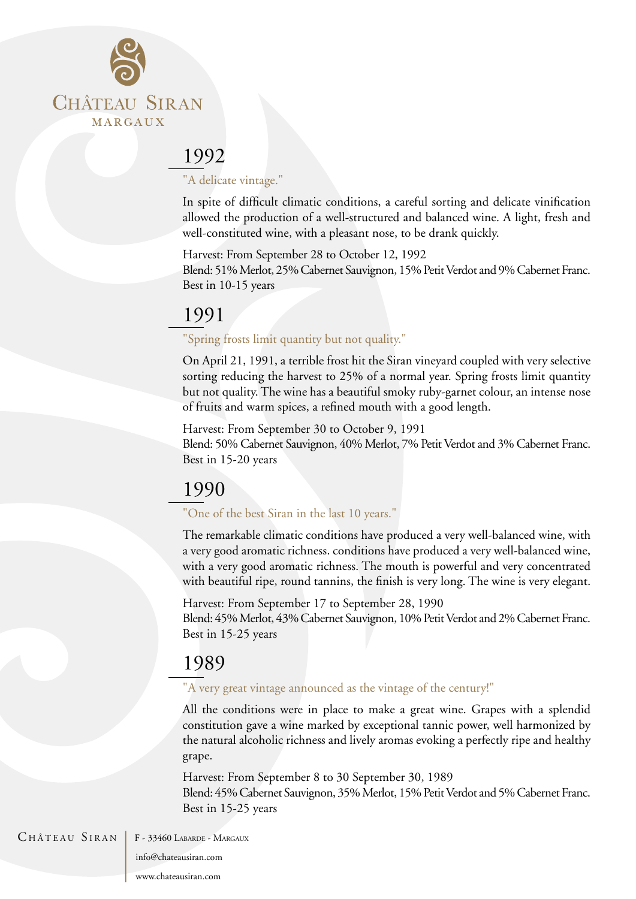# CHÂTEAU SIRAN

MARGAUX

## 1992

"A delicate vintage."

In spite of difficult climatic conditions, a careful sorting and delicate vinification allowed the production of a well-structured and balanced wine. A light, fresh and well-constituted wine, with a pleasant nose, to be drank quickly.

Harvest: From September 28 to October 12, 1992
Blend: 51% Merlot, 25% Cabernet Sauvignon, 15% Petit Verdot and 9% Cabernet Franc.
Best in 10-15 years

## 1991

"Spring frosts limit quantity but not quality."

On April 21, 1991, a terrible frost hit the Siran vineyard coupled with very selective sorting reducing the harvest to 25% of a normal year. Spring frosts limit quantity but not quality. The wine has a beautiful smoky ruby-garnet colour, an intense nose of fruits and warm spices, a refined mouth with a good length.

Harvest: From September 30 to October 9, 1991
Blend: 50% Cabernet Sauvignon, 40% Merlot, 7% Petit Verdot and 3% Cabernet Franc.
Best in 15-20 years

## 1990

"One of the best Siran in the last 10 years."

The remarkable climatic conditions have produced a very well-balanced wine, with a very good aromatic richness. conditions have produced a very well-balanced wine, with a very good aromatic richness. The mouth is powerful and very concentrated with beautiful ripe, round tannins, the finish is very long. The wine is very elegant.

Harvest: From September 17 to September 28, 1990
Blend: 45% Merlot, 43% Cabernet Sauvignon, 10% Petit Verdot and 2% Cabernet Franc.
Best in 15-25 years

## 1989

"A very great vintage announced as the vintage of the century!"

All the conditions were in place to make a great wine. Grapes with a splendid constitution gave a wine marked by exceptional tannic power, well harmonized by the natural alcoholic richness and lively aromas evoking a perfectly ripe and healthy grape.

Harvest: From September 8 to 30 September 30, 1989
Blend: 45% Cabernet Sauvignon, 35% Merlot, 15% Petit Verdot and 5% Cabernet Franc.
Best in 15-25 years

CHÂTEAU SIRAN | F - 33460 LABARDE - MARGAUX
info@chateausiran.com
www.chateausiran.com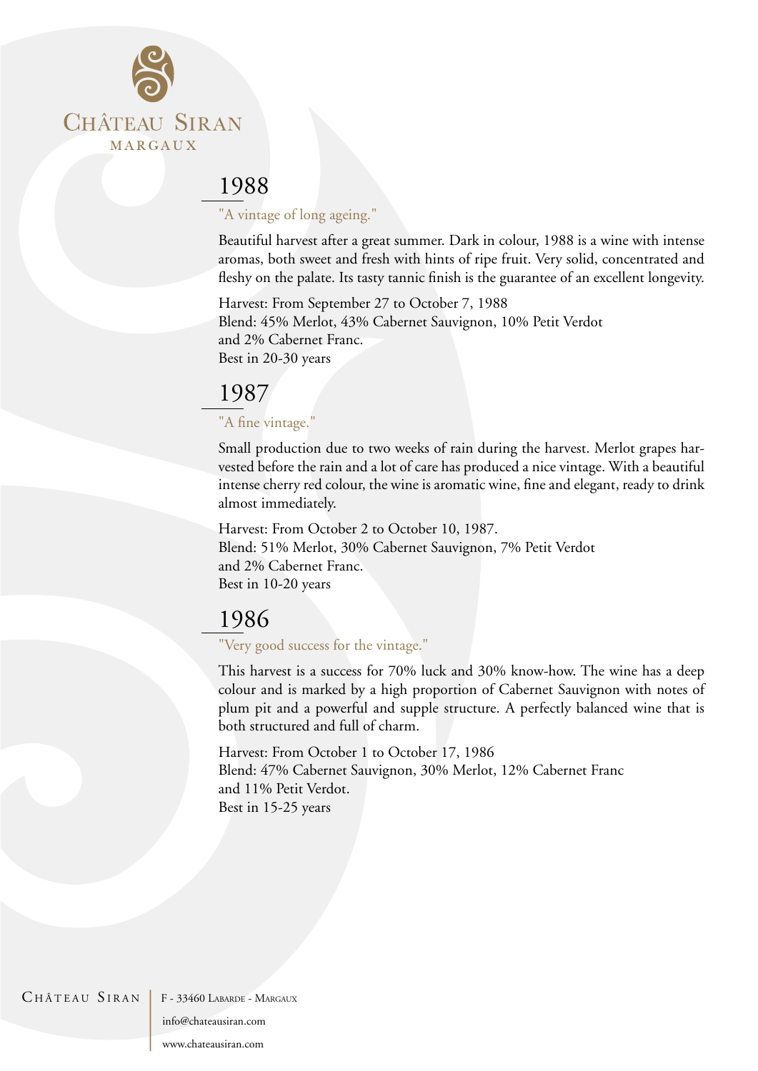Château Siran

Margaux

## 1988

"A vintage of long ageing."

Beautiful harvest after a great summer. Dark in colour, 1988 is a wine with intense aromas, both sweet and fresh with hints of ripe fruit. Very solid, concentrated and fleshy on the palate. Its tasty tannic finish is the guarantee of an excellent longevity.

Harvest: From September 27 to October 7, 1988
Blend: 45% Merlot, 43% Cabernet Sauvignon, 10% Petit Verdot and 2% Cabernet Franc.
Best in 20-30 years

## 1987

"A fine vintage."

Small production due to two weeks of rain during the harvest. Merlot grapes harvested before the rain and a lot of care has produced a nice vintage. With a beautiful intense cherry red colour, the wine is aromatic wine, fine and elegant, ready to drink almost immediately.

Harvest: From October 2 to October 10, 1987.
Blend: 51% Merlot, 30% Cabernet Sauvignon, 7% Petit Verdot and 2% Cabernet Franc.
Best in 10-20 years

## 1986

"Very good success for the vintage."

This harvest is a success for 70% luck and 30% know-how. The wine has a deep colour and is marked by a high proportion of Cabernet Sauvignon with notes of plum pit and a powerful and supple structure. A perfectly balanced wine that is both structured and full of charm.

Harvest: From October 1 to October 17, 1986
Blend: 47% Cabernet Sauvignon, 30% Merlot, 12% Cabernet Franc and 11% Petit Verdot.
Best in 15-25 years

Château Siran | F - 33460 Labarde - Margaux
info@chateausiran.com
www.chateausiran.com